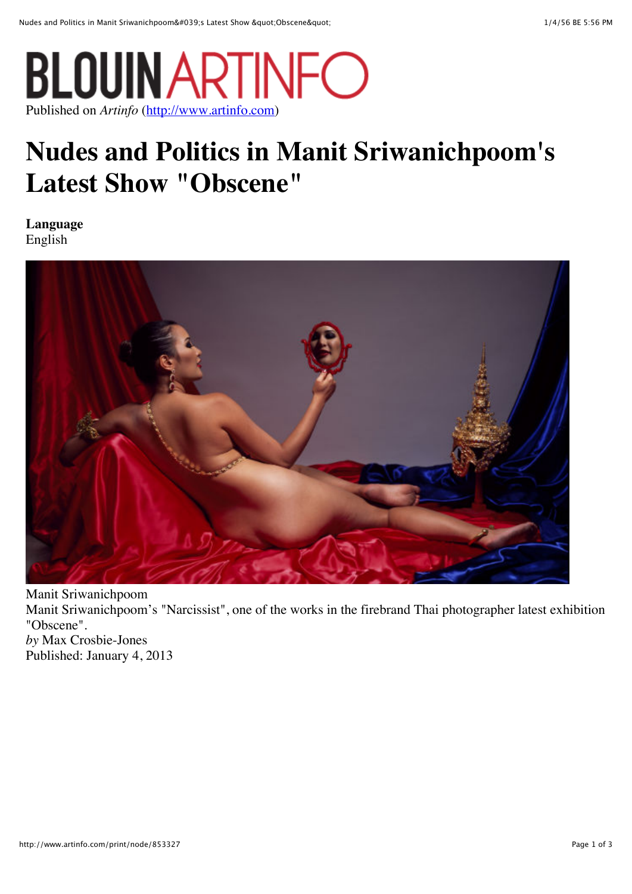BLOUIN ARTINFO

Published on *Artinfo* (http://www.artinfo.com)

# Nudes and Politics in Manit Sriwanichpoom's Latest Show "Obscene"

**Language**
English

Manit Sriwanichpoom
Manit Sriwanichpoom's "Narcissist", one of the works in the firebrand Thai photographer latest exhibition "Obscene".
*by* Max Crosbie-Jones
Published: January 4, 2013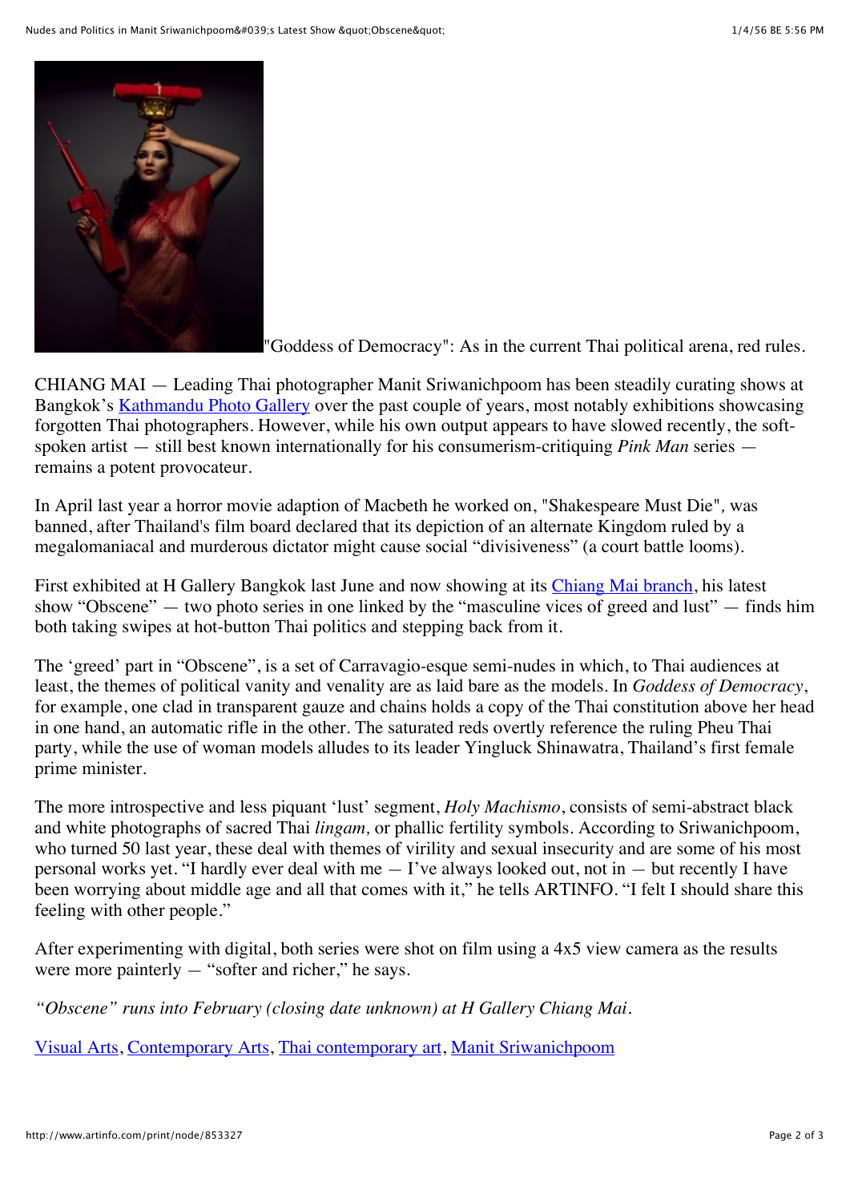"Goddess of Democracy": As in the current Thai political arena, red rules.

CHIANG MAI — Leading Thai photographer Manit Sriwanichpoom has been steadily curating shows at Bangkok's Kathmandu Photo Gallery over the past couple of years, most notably exhibitions showcasing forgotten Thai photographers. However, while his own output appears to have slowed recently, the soft-spoken artist — still best known internationally for his consumerism-critiquing *Pink Man* series — remains a potent provocateur.

In April last year a horror movie adaption of Macbeth he worked on, "Shakespeare Must Die", was banned, after Thailand's film board declared that its depiction of an alternate Kingdom ruled by a megalomaniacal and murderous dictator might cause social "divisiveness" (a court battle looms).

First exhibited at H Gallery Bangkok last June and now showing at its Chiang Mai branch, his latest show "Obscene" — two photo series in one linked by the "masculine vices of greed and lust" — finds him both taking swipes at hot-button Thai politics and stepping back from it.

The 'greed' part in "Obscene", is a set of Carravagio-esque semi-nudes in which, to Thai audiences at least, the themes of political vanity and venality are as laid bare as the models. In *Goddess of Democracy*, for example, one clad in transparent gauze and chains holds a copy of the Thai constitution above her head in one hand, an automatic rifle in the other. The saturated reds overtly reference the ruling Pheu Thai party, while the use of woman models alludes to its leader Yingluck Shinawatra, Thailand's first female prime minister.

The more introspective and less piquant 'lust' segment, *Holy Machismo*, consists of semi-abstract black and white photographs of sacred Thai *lingam,* or phallic fertility symbols. According to Sriwanichpoom, who turned 50 last year, these deal with themes of virility and sexual insecurity and are some of his most personal works yet. "I hardly ever deal with me — I've always looked out, not in — but recently I have been worrying about middle age and all that comes with it," he tells ARTINFO. "I felt I should share this feeling with other people."

After experimenting with digital, both series were shot on film using a 4x5 view camera as the results were more painterly — "softer and richer," he says.

*"Obscene" runs into February (closing date unknown) at H Gallery Chiang Mai.*

Visual Arts, Contemporary Arts, Thai contemporary art, Manit Sriwanichpoom